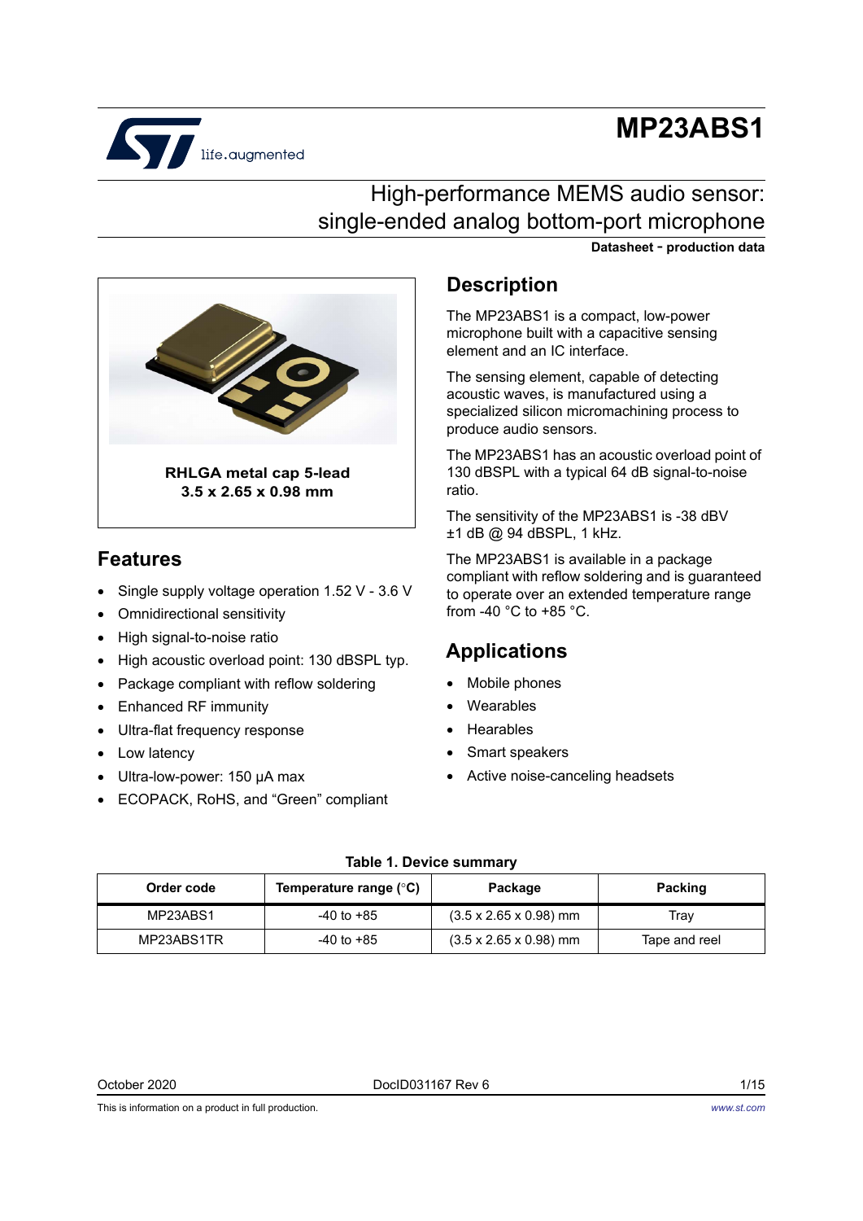# MP23ABS1

## High-performance MEMS audio sensor: single-ended analog bottom-port microphone

**Datasheet - production data**

**RHLGA metal cap 5-lead**
**3.5 x 2.65 x 0.98 mm**

## Features

- Single supply voltage operation 1.52 V - 3.6 V
- Omnidirectional sensitivity
- High signal-to-noise ratio
- High acoustic overload point: 130 dBSPL typ.
- Package compliant with reflow soldering
- Enhanced RF immunity
- Ultra-flat frequency response
- Low latency
- Ultra-low-power: 150 µA max
- ECOPACK, RoHS, and "Green" compliant

## Description

The MP23ABS1 is a compact, low-power microphone built with a capacitive sensing element and an IC interface.

The sensing element, capable of detecting acoustic waves, is manufactured using a specialized silicon micromachining process to produce audio sensors.

The MP23ABS1 has an acoustic overload point of 130 dBSPL with a typical 64 dB signal-to-noise ratio.

The sensitivity of the MP23ABS1 is -38 dBV ±1 dB @ 94 dBSPL, 1 kHz.

The MP23ABS1 is available in a package compliant with reflow soldering and is guaranteed to operate over an extended temperature range from -40 °C to +85 °C.

## Applications

- Mobile phones
- Wearables
- Hearables
- Smart speakers
- Active noise-canceling headsets

**Table 1. Device summary**

| Order code | Temperature range (°C) | Package | Packing |
|---|---|---|---|
| MP23ABS1 | -40 to +85 | (3.5 x 2.65 x 0.98) mm | Tray |
| MP23ABS1TR | -40 to +85 | (3.5 x 2.65 x 0.98) mm | Tape and reel |

October 2020 DocID031167 Rev 6

This is information on a product in full production.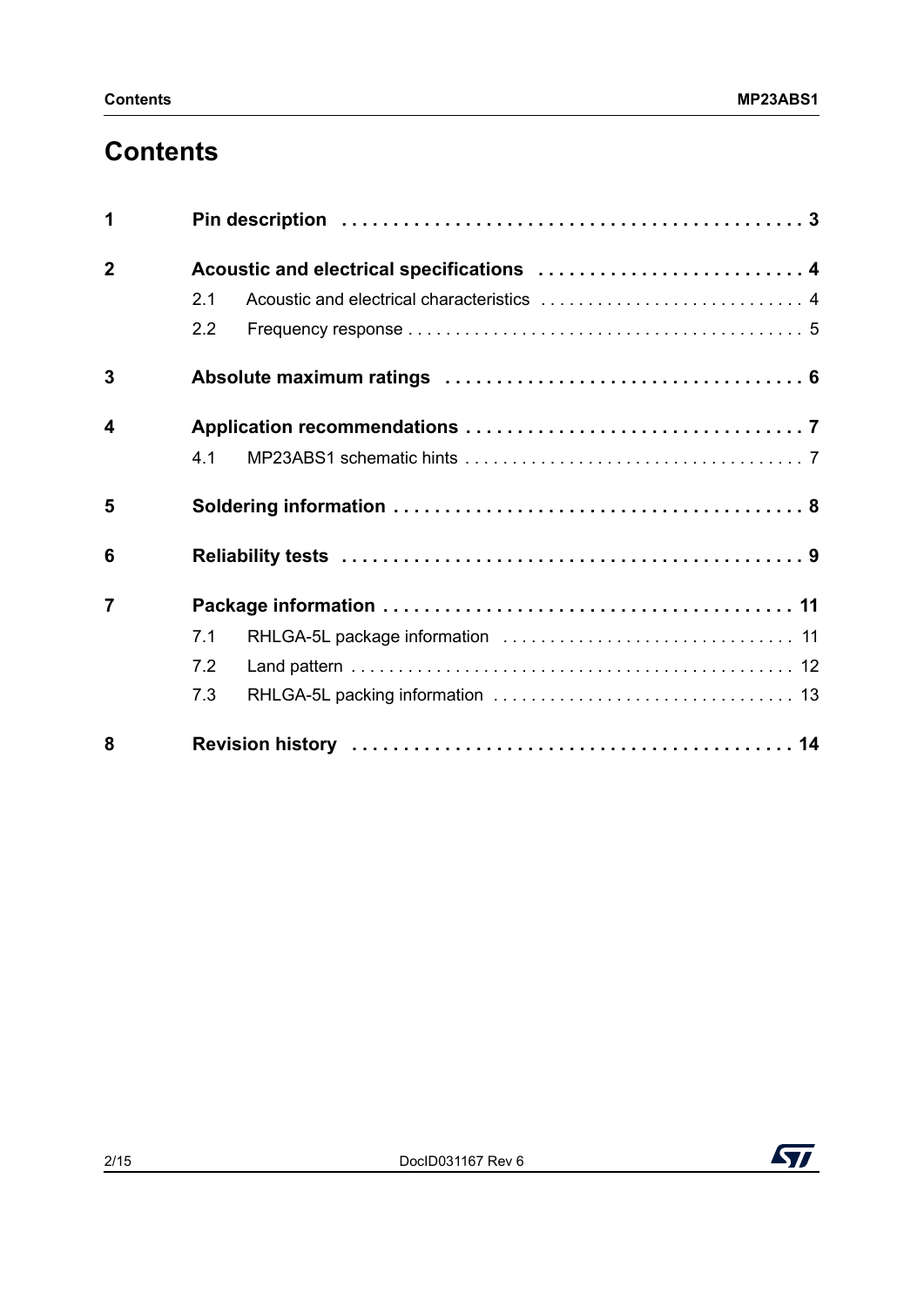# Contents

1 **Pin description** . . . . . . . . . . . . . . . . . . . . . . . . . . . . . . . . . . . . . . . . . . . . . 3

2 **Acoustic and electrical specifications** . . . . . . . . . . . . . . . . . . . . . . . . . . 4

- 2.1 Acoustic and electrical characteristics . . . . . . . . . . . . . . . . . . . . . . . . . . . . 4
- 2.2 Frequency response . . . . . . . . . . . . . . . . . . . . . . . . . . . . . . . . . . . . . . . . . 5

3 **Absolute maximum ratings** . . . . . . . . . . . . . . . . . . . . . . . . . . . . . . . . . . . 6

4 **Application recommendations** . . . . . . . . . . . . . . . . . . . . . . . . . . . . . . . . 7

- 4.1 MP23ABS1 schematic hints . . . . . . . . . . . . . . . . . . . . . . . . . . . . . . . . . . . 7

5 **Soldering information** . . . . . . . . . . . . . . . . . . . . . . . . . . . . . . . . . . . . . . . 8

6 **Reliability tests** . . . . . . . . . . . . . . . . . . . . . . . . . . . . . . . . . . . . . . . . . . . . 9

7 **Package information** . . . . . . . . . . . . . . . . . . . . . . . . . . . . . . . . . . . . . . . 11

- 7.1 RHLGA-5L package information . . . . . . . . . . . . . . . . . . . . . . . . . . . . . . . 11
- 7.2 Land pattern . . . . . . . . . . . . . . . . . . . . . . . . . . . . . . . . . . . . . . . . . . . . . . 12
- 7.3 RHLGA-5L packing information . . . . . . . . . . . . . . . . . . . . . . . . . . . . . . . . 13

8 **Revision history** . . . . . . . . . . . . . . . . . . . . . . . . . . . . . . . . . . . . . . . . . . 14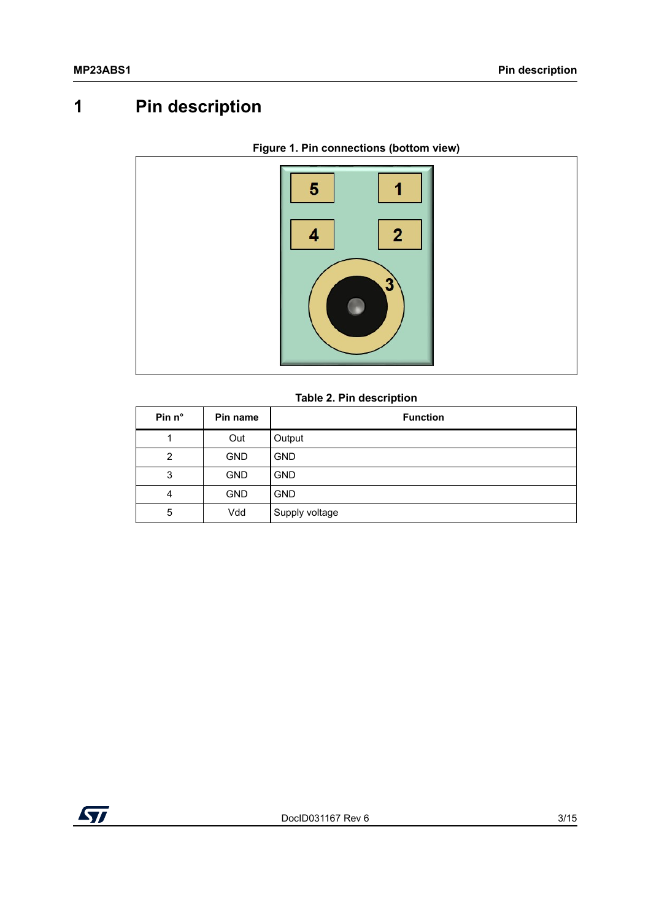# 1 Pin description

Figure 1. Pin connections (bottom view)

Table 2. Pin description

| Pin n° | Pin name | Function |
|---|---|---|
| 1 | Out | Output |
| 2 | GND | GND |
| 3 | GND | GND |
| 4 | GND | GND |
| 5 | Vdd | Supply voltage |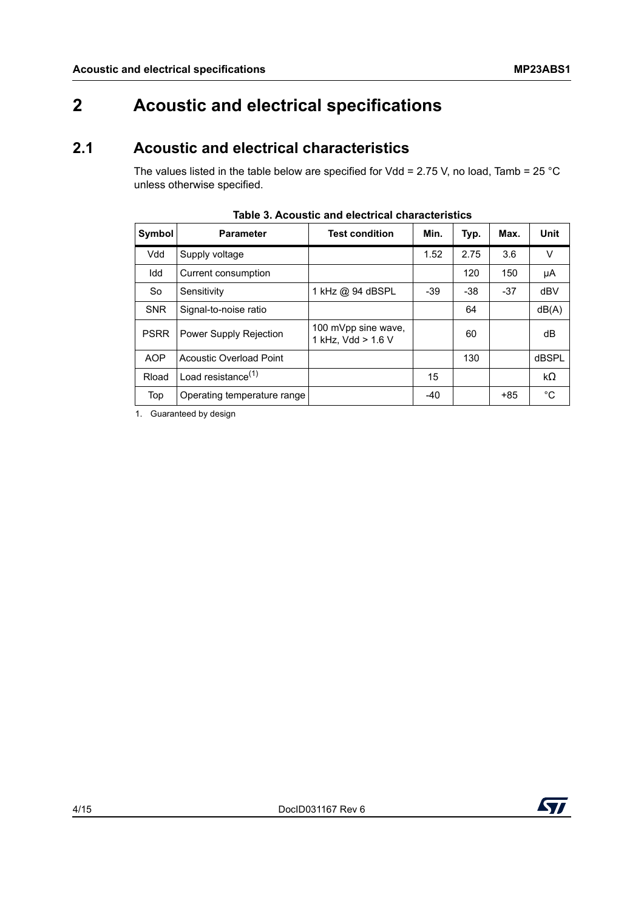# 2 Acoustic and electrical specifications

## 2.1 Acoustic and electrical characteristics

The values listed in the table below are specified for Vdd = 2.75 V, no load, Tamb = 25 °C unless otherwise specified.

**Table 3. Acoustic and electrical characteristics**

| Symbol | Parameter | Test condition | Min. | Typ. | Max. | Unit |
|---|---|---|---|---|---|---|
| Vdd | Supply voltage | | 1.52 | 2.75 | 3.6 | V |
| Idd | Current consumption | | | 120 | 150 | µA |
| So | Sensitivity | 1 kHz @ 94 dBSPL | -39 | -38 | -37 | dBV |
| SNR | Signal-to-noise ratio | | | 64 | | dB(A) |
| PSRR | Power Supply Rejection | 100 mVpp sine wave, 1 kHz, Vdd > 1.6 V | | 60 | | dB |
| AOP | Acoustic Overload Point | | | 130 | | dBSPL |
| Rload | Load resistance(1) | | 15 | | | kΩ |
| Top | Operating temperature range | | -40 | | +85 | °C |

1. Guaranteed by design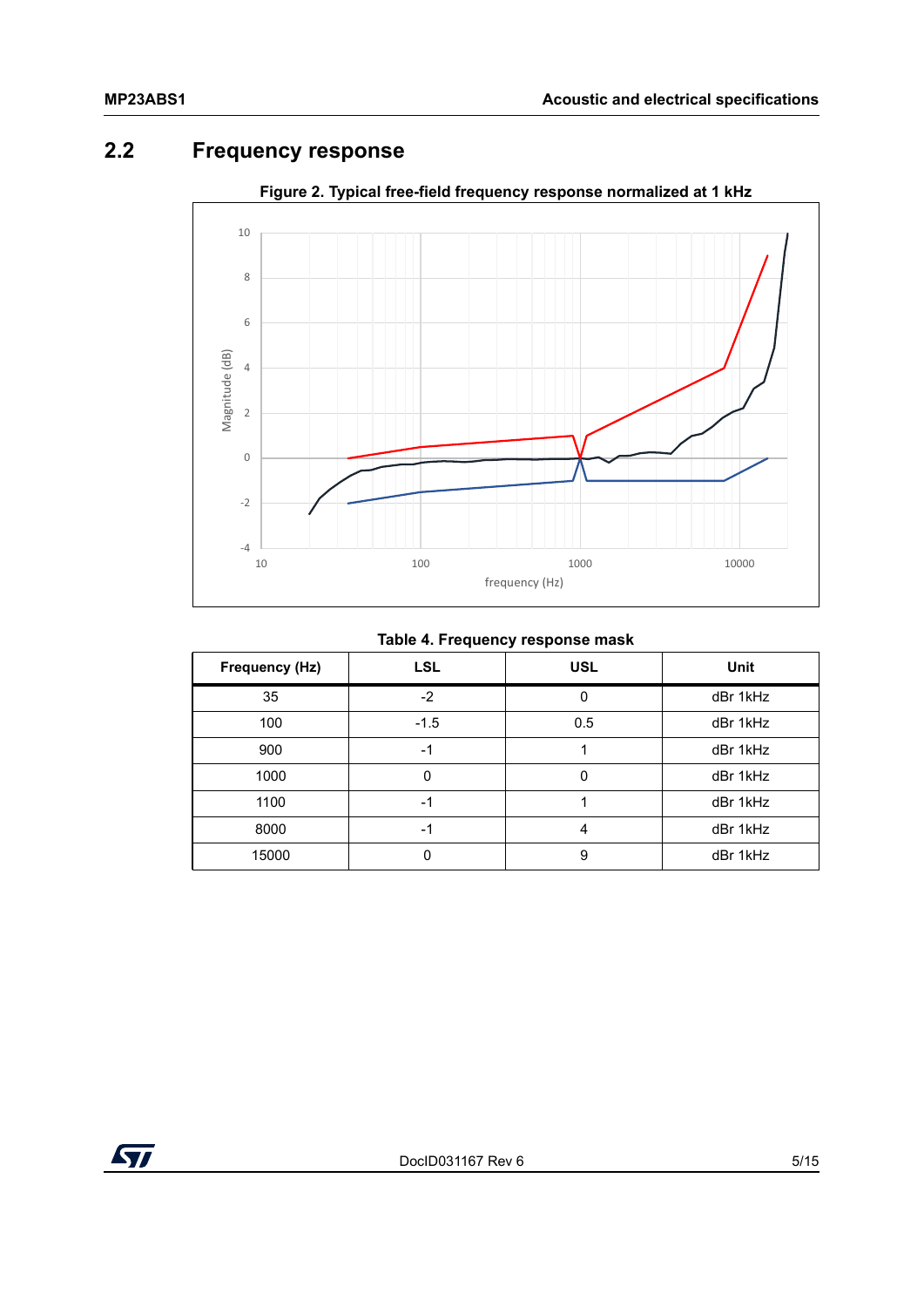## 2.2 Frequency response

**Figure 2. Typical free-field frequency response normalized at 1 kHz**

**Table 4. Frequency response mask**

| Frequency (Hz) | LSL | USL | Unit |
|---|---|---|---|
| 35 | -2 | 0 | dBr 1kHz |
| 100 | -1.5 | 0.5 | dBr 1kHz |
| 900 | -1 | 1 | dBr 1kHz |
| 1000 | 0 | 0 | dBr 1kHz |
| 1100 | -1 | 1 | dBr 1kHz |
| 8000 | -1 | 4 | dBr 1kHz |
| 15000 | 0 | 9 | dBr 1kHz |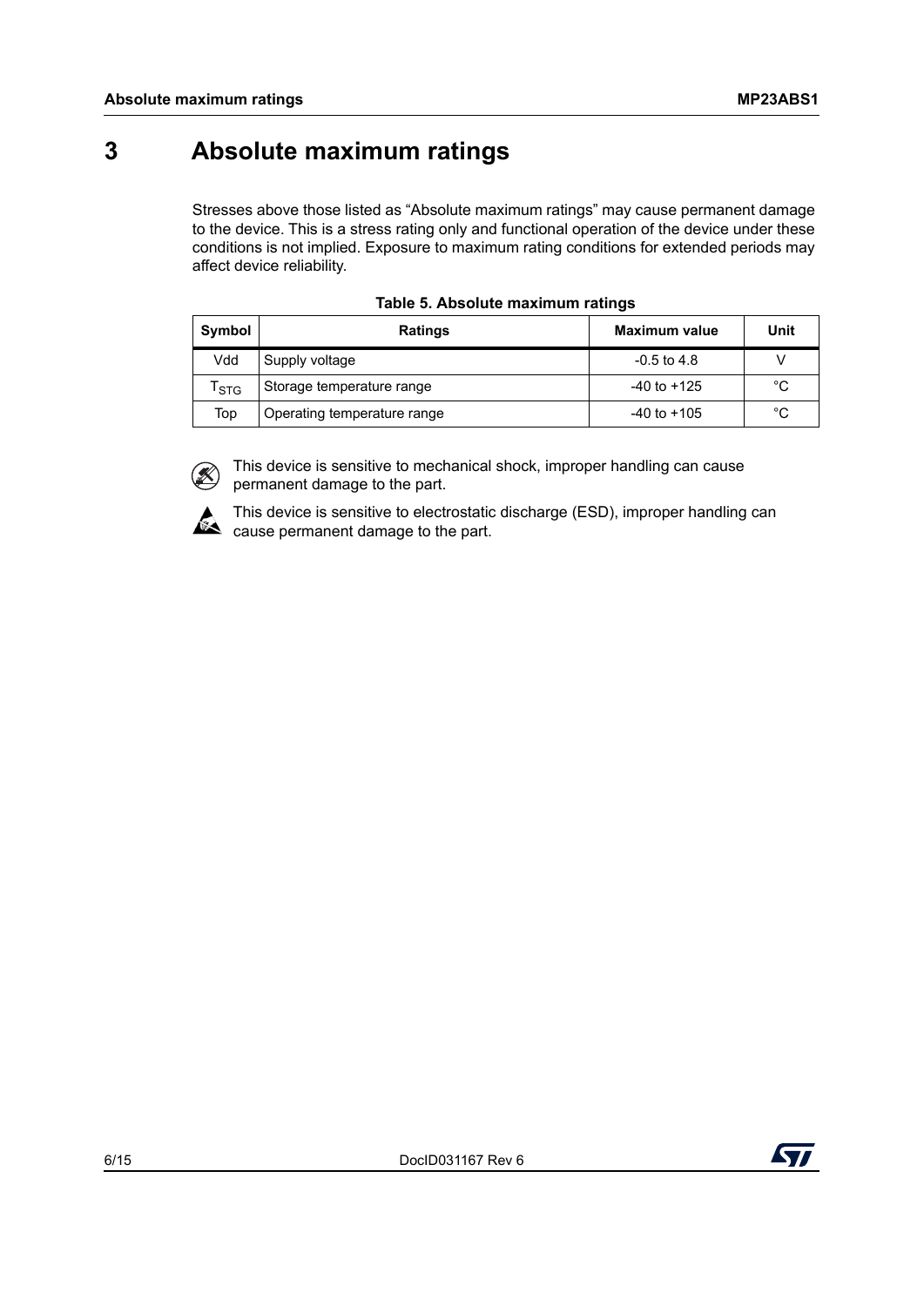# 3 Absolute maximum ratings

Stresses above those listed as “Absolute maximum ratings” may cause permanent damage to the device. This is a stress rating only and functional operation of the device under these conditions is not implied. Exposure to maximum rating conditions for extended periods may affect device reliability.

**Table 5. Absolute maximum ratings**

| Symbol | Ratings | Maximum value | Unit |
|---|---|---|---|
| Vdd | Supply voltage | -0.5 to 4.8 | V |
| $T_{STG}$ | Storage temperature range | -40 to +125 | °C |
| Top | Operating temperature range | -40 to +105 | °C |

This device is sensitive to mechanical shock, improper handling can cause permanent damage to the part.

This device is sensitive to electrostatic discharge (ESD), improper handling can cause permanent damage to the part.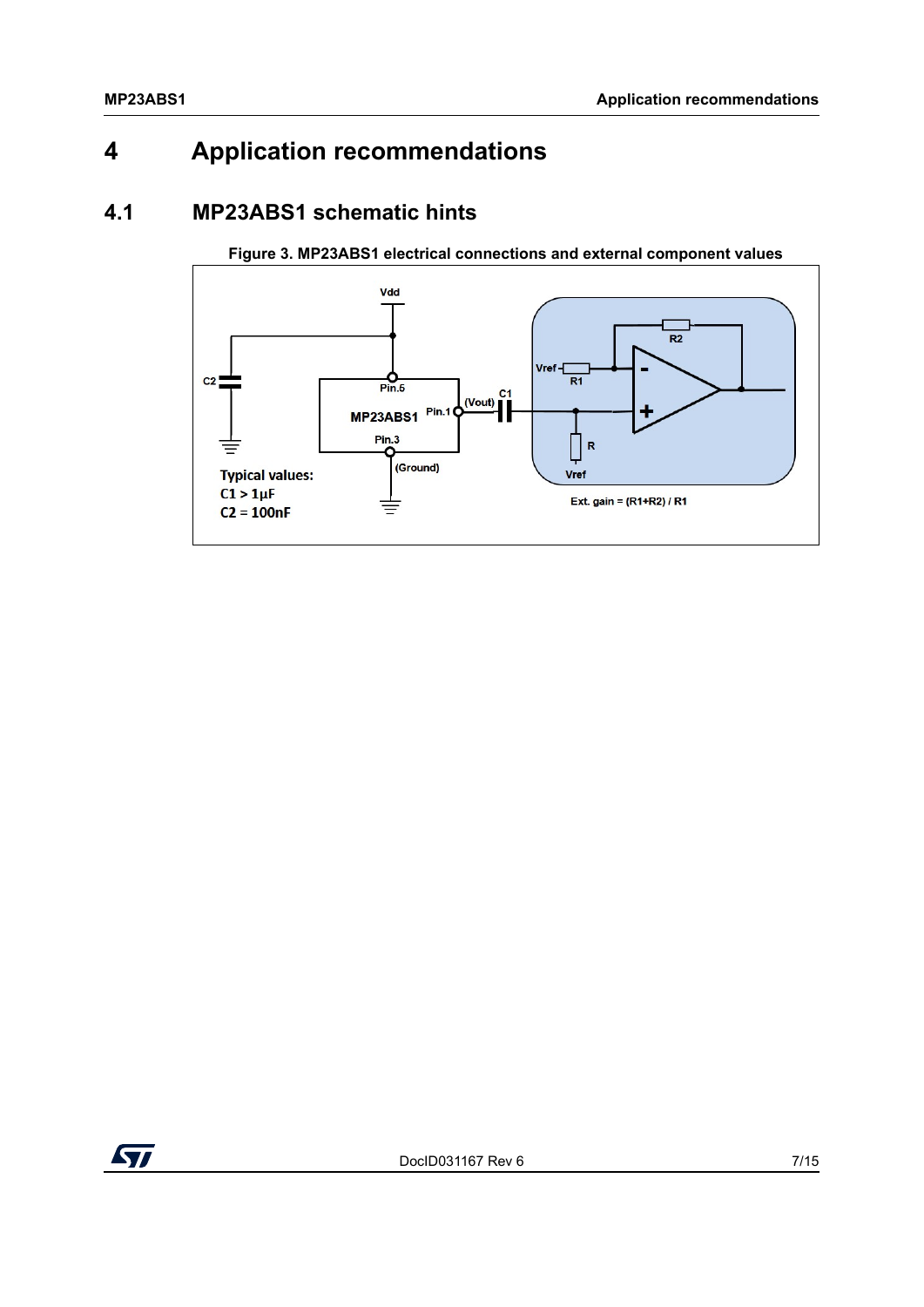# 4 Application recommendations

## 4.1 MP23ABS1 schematic hints

**Figure 3. MP23ABS1 electrical connections and external component values**

Typical values:
C1 > 1µF
C2 = 100nF

Ext. gain = (R1+R2) / R1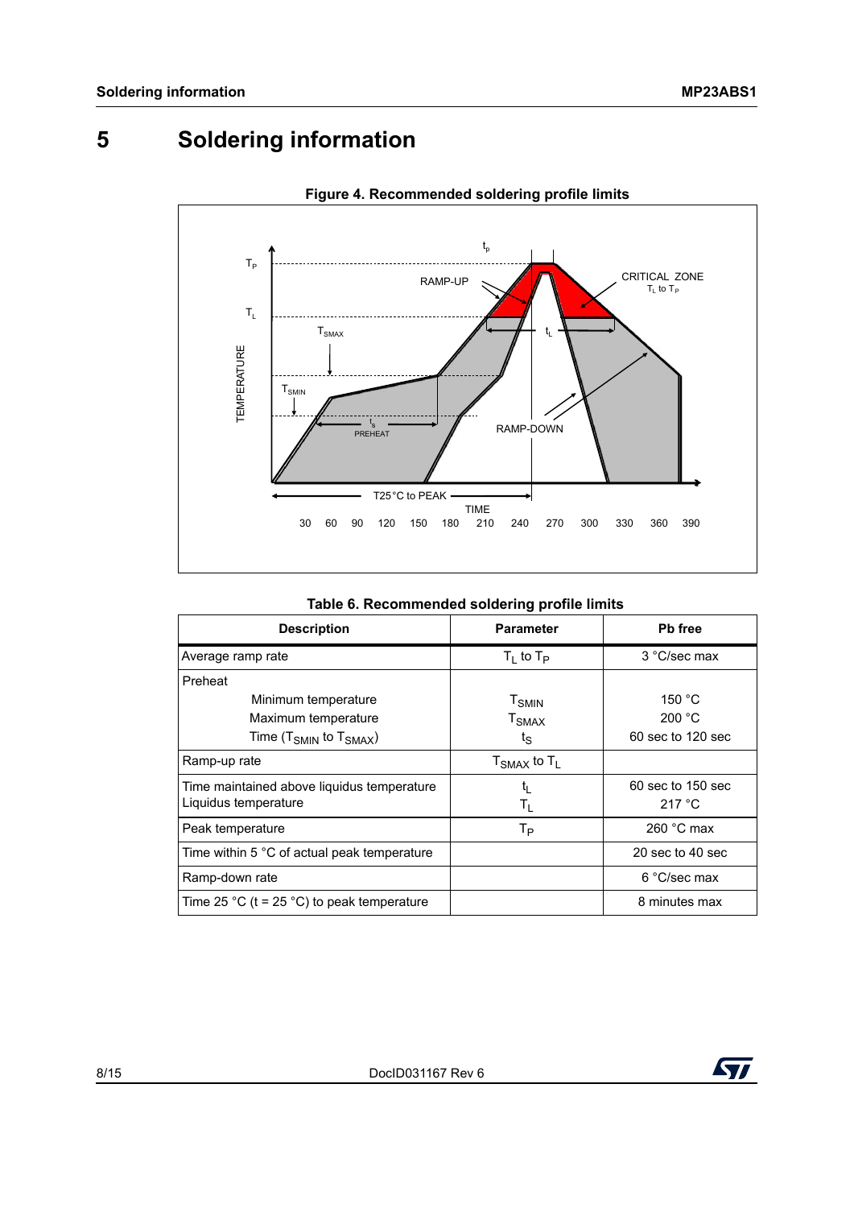# 5 Soldering information

**Figure 4. Recommended soldering profile limits**

**Table 6. Recommended soldering profile limits**

| Description | Parameter | Pb free |
|---|---|---|
| Average ramp rate | $T_L$ to $T_P$ | 3 °C/sec max |
| Preheat<br>Minimum temperature<br>Maximum temperature<br>Time ($T_{SMIN}$ to $T_{SMAX}$) | <br>$T_{SMIN}$<br>$T_{SMAX}$<br>$t_S$ | <br>150 °C<br>200 °C<br>60 sec to 120 sec |
| Ramp-up rate | $T_{SMAX}$ to $T_L$ | |
| Time maintained above liquidus temperature<br>Liquidus temperature | $t_L$<br>$T_L$ | 60 sec to 150 sec<br>217 °C |
| Peak temperature | $T_P$ | 260 °C max |
| Time within 5 °C of actual peak temperature | | 20 sec to 40 sec |
| Ramp-down rate | | 6 °C/sec max |
| Time 25 °C (t = 25 °C) to peak temperature | | 8 minutes max |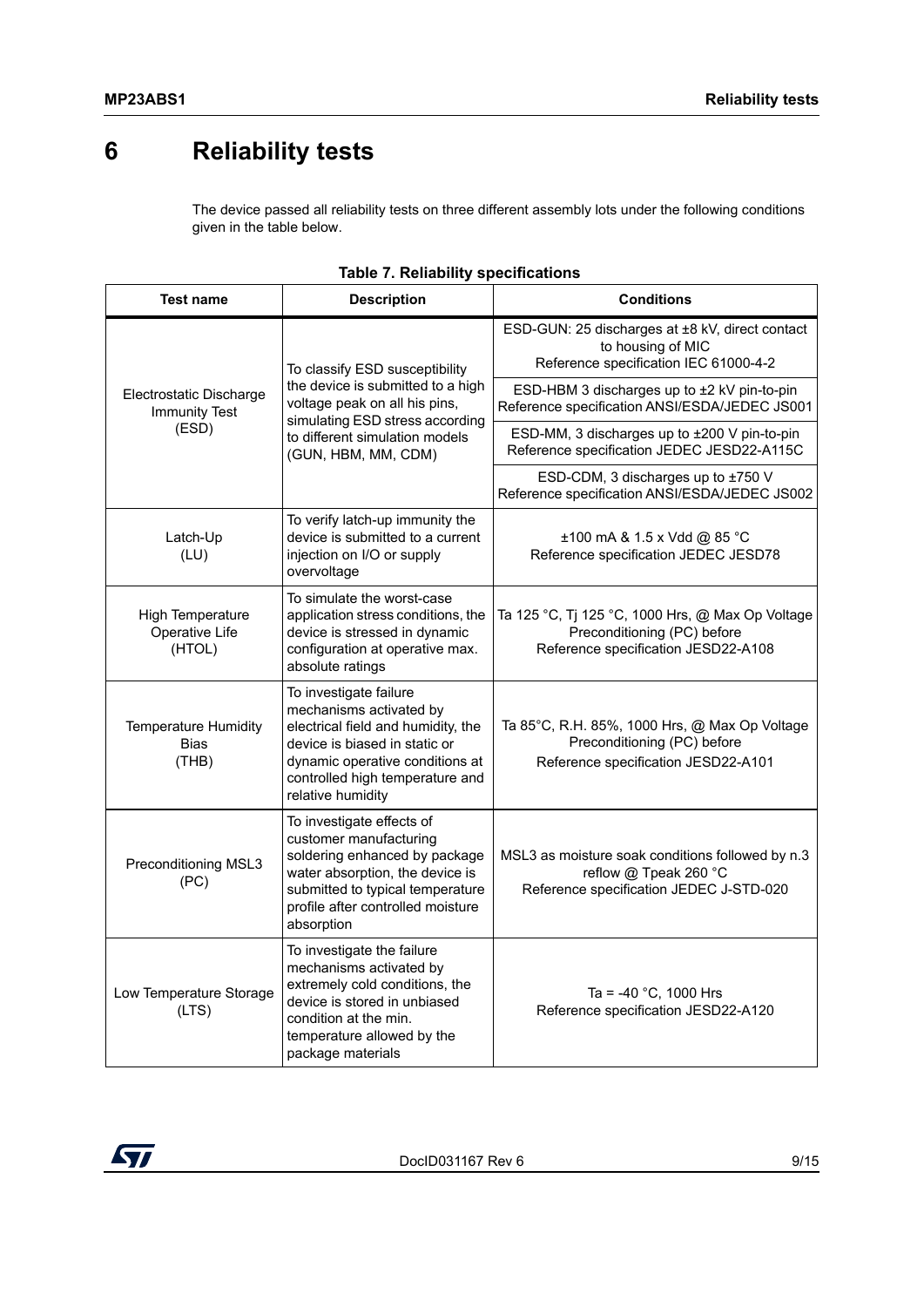# 6 Reliability tests

The device passed all reliability tests on three different assembly lots under the following conditions given in the table below.

**Table 7. Reliability specifications**

| Test name | Description | Conditions |
|---|---|---|
| Electrostatic Discharge Immunity Test (ESD) | To classify ESD susceptibility the device is submitted to a high voltage peak on all his pins, simulating ESD stress according to different simulation models (GUN, HBM, MM, CDM) | ESD-GUN: 25 discharges at ±8 kV, direct contact to housing of MIC Reference specification IEC 61000-4-2 |
| | | ESD-HBM 3 discharges up to ±2 kV pin-to-pin Reference specification ANSI/ESDA/JEDEC JS001 |
| | | ESD-MM, 3 discharges up to ±200 V pin-to-pin Reference specification JEDEC JESD22-A115C |
| | | ESD-CDM, 3 discharges up to ±750 V Reference specification ANSI/ESDA/JEDEC JS002 |
| Latch-Up (LU) | To verify latch-up immunity the device is submitted to a current injection on I/O or supply overvoltage | ±100 mA & 1.5 x Vdd @ 85 °C Reference specification JEDEC JESD78 |
| High Temperature Operative Life (HTOL) | To simulate the worst-case application stress conditions, the device is stressed in dynamic configuration at operative max. absolute ratings | Ta 125 °C, Tj 125 °C, 1000 Hrs, @ Max Op Voltage Preconditioning (PC) before Reference specification JESD22-A108 |
| Temperature Humidity Bias (THB) | To investigate failure mechanisms activated by electrical field and humidity, the device is biased in static or dynamic operative conditions at controlled high temperature and relative humidity | Ta 85°C, R.H. 85%, 1000 Hrs, @ Max Op Voltage Preconditioning (PC) before Reference specification JESD22-A101 |
| Preconditioning MSL3 (PC) | To investigate effects of customer manufacturing soldering enhanced by package water absorption, the device is submitted to typical temperature profile after controlled moisture absorption | MSL3 as moisture soak conditions followed by n.3 reflow @ Tpeak 260 °C Reference specification JEDEC J-STD-020 |
| Low Temperature Storage (LTS) | To investigate the failure mechanisms activated by extremely cold conditions, the device is stored in unbiased condition at the min. temperature allowed by the package materials | Ta = -40 °C, 1000 Hrs Reference specification JESD22-A120 |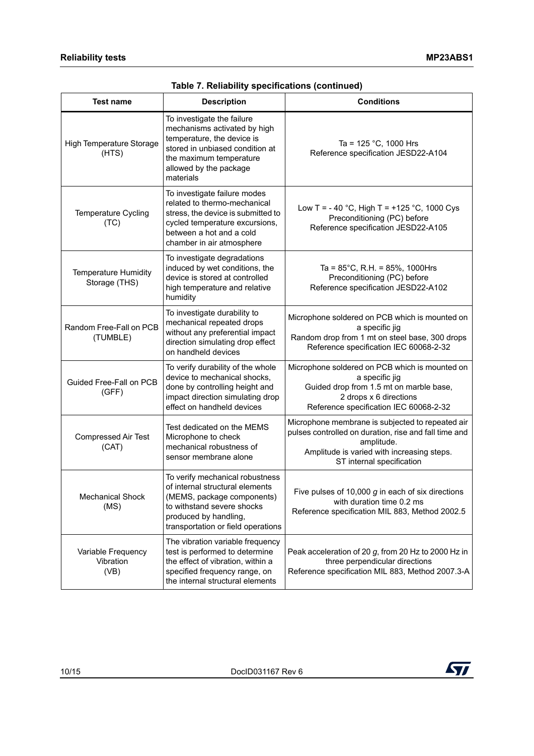**Table 7. Reliability specifications (continued)**

| Test name | Description | Conditions |
|---|---|---|
| High Temperature Storage (HTS) | To investigate the failure mechanisms activated by high temperature, the device is stored in unbiased condition at the maximum temperature allowed by the package materials | Ta = 125 °C, 1000 Hrs<br>Reference specification JESD22-A104 |
| Temperature Cycling (TC) | To investigate failure modes related to thermo-mechanical stress, the device is submitted to cycled temperature excursions, between a hot and a cold chamber in air atmosphere | Low T = - 40 °C, High T = +125 °C, 1000 Cys<br>Preconditioning (PC) before<br>Reference specification JESD22-A105 |
| Temperature Humidity Storage (THS) | To investigate degradations induced by wet conditions, the device is stored at controlled high temperature and relative humidity | Ta = 85°C, R.H. = 85%, 1000Hrs<br>Preconditioning (PC) before<br>Reference specification JESD22-A102 |
| Random Free-Fall on PCB (TUMBLE) | To investigate durability to mechanical repeated drops without any preferential impact direction simulating drop effect on handheld devices | Microphone soldered on PCB which is mounted on a specific jig<br>Random drop from 1 mt on steel base, 300 drops<br>Reference specification IEC 60068-2-32 |
| Guided Free-Fall on PCB (GFF) | To verify durability of the whole device to mechanical shocks, done by controlling height and impact direction simulating drop effect on handheld devices | Microphone soldered on PCB which is mounted on a specific jig<br>Guided drop from 1.5 mt on marble base,<br>2 drops x 6 directions<br>Reference specification IEC 60068-2-32 |
| Compressed Air Test (CAT) | Test dedicated on the MEMS Microphone to check mechanical robustness of sensor membrane alone | Microphone membrane is subjected to repeated air pulses controlled on duration, rise and fall time and amplitude.<br>Amplitude is varied with increasing steps.<br>ST internal specification |
| Mechanical Shock (MS) | To verify mechanical robustness of internal structural elements (MEMS, package components) to withstand severe shocks produced by handling, transportation or field operations | Five pulses of 10,000 *g* in each of six directions with duration time 0.2 ms<br>Reference specification MIL 883, Method 2002.5 |
| Variable Frequency Vibration (VB) | The vibration variable frequency test is performed to determine the effect of vibration, within a specified frequency range, on the internal structural elements | Peak acceleration of 20 *g*, from 20 Hz to 2000 Hz in three perpendicular directions<br>Reference specification MIL 883, Method 2007.3-A |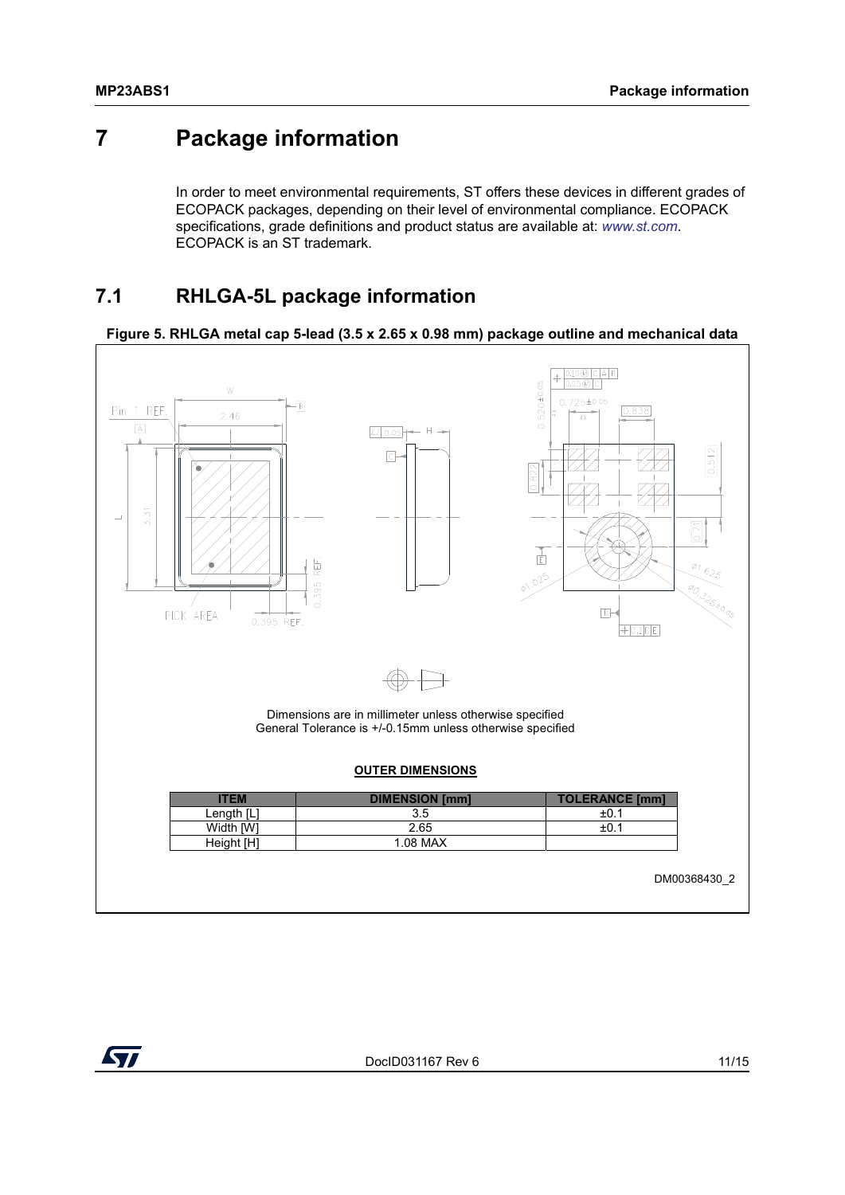// Page 11 of 15
# 7 Package information

In order to meet environmental requirements, ST offers these devices in different grades of ECOPACK packages, depending on their level of environmental compliance. ECOPACK specifications, grade definitions and product status are available at: *www.st.com*. ECOPACK is an ST trademark.

## 7.1 RHLGA-5L package information

**Figure 5. RHLGA metal cap 5-lead (3.5 x 2.65 x 0.98 mm) package outline and mechanical data**

Dimensions are in millimeter unless otherwise specified
General Tolerance is +/-0.15mm unless otherwise specified

**OUTER DIMENSIONS**

| ITEM | DIMENSION [mm] | TOLERANCE [mm] |
|---|---|---|
| Length [L] | 3.5 | ±0.1 |
| Width [W] | 2.65 | ±0.1 |
| Height [H] | 1.08 MAX | |

DM00368430_2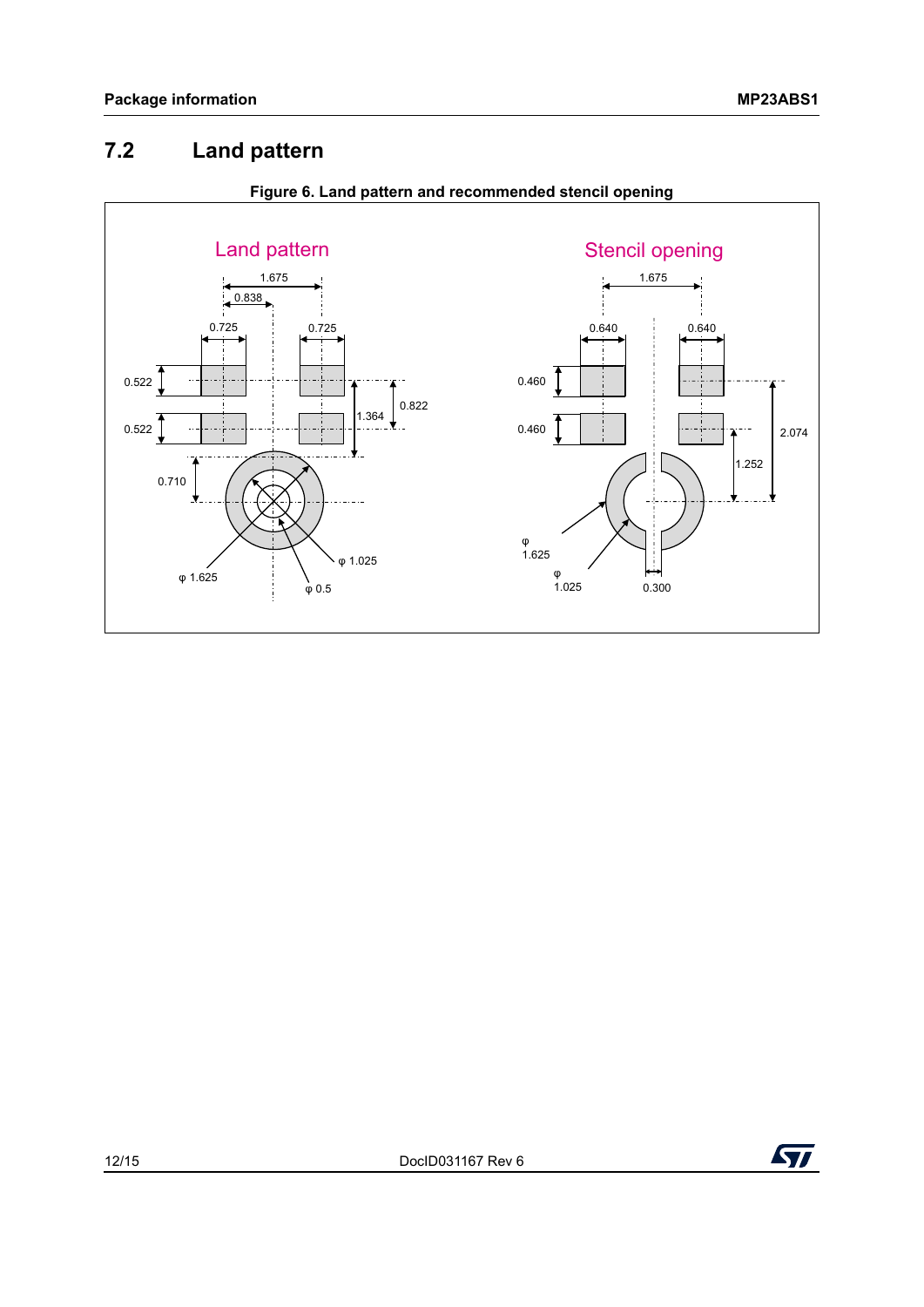## 7.2 Land pattern

**Figure 6. Land pattern and recommended stencil opening**

Land pattern

1.675
0.838
0.725
0.725
0.522
0.522
0.822
1.364
0.710
φ 1.025
φ 1.625
φ 0.5

Stencil opening

1.675
0.640
0.640
0.460
0.460
2.074
1.252
φ 1.625
φ 1.025
0.300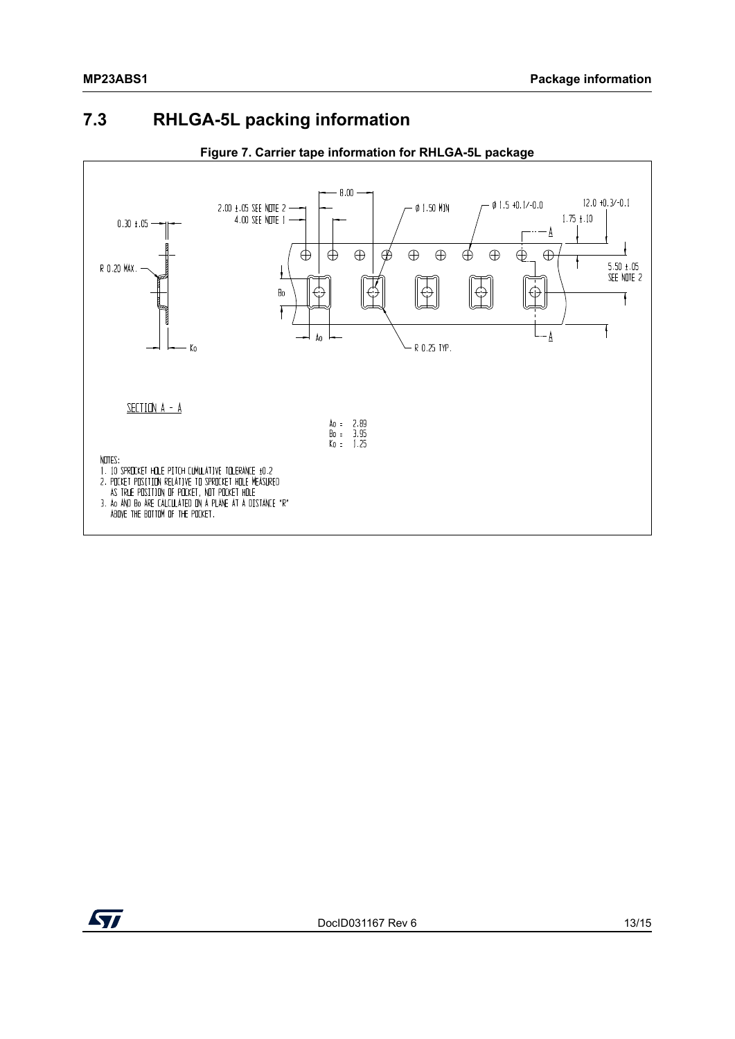## 7.3 RHLGA-5L packing information

**Figure 7. Carrier tape information for RHLGA-5L package**

8.00

2.00 ±.05 SEE NOTE 2

4.00 SEE NOTE 1

Ø 1.50 MIN

Ø 1.5 +0.1/-0.0

12.0 +0.3/-0.1

1.75 ±.10

0.30 ±.05

R 0.20 MAX.

Bo

5.50 ±.05 SEE NOTE 2

Ao

R 0.25 TYP.

Ko

A

A

SECTION A - A

Ao = 2.89
Bo = 3.95
Ko = 1.25

NOTES:

1. 10 SPROCKET HOLE PITCH CUMULATIVE TOLERANCE ±0.2
2. POCKET POSITION RELATIVE TO SPROCKET HOLE MEASURED AS TRUE POSITION OF POCKET, NOT POCKET HOLE
3. Ao AND Bo ARE CALCULATED ON A PLANE AT A DISTANCE "R" ABOVE THE BOTTOM OF THE POCKET.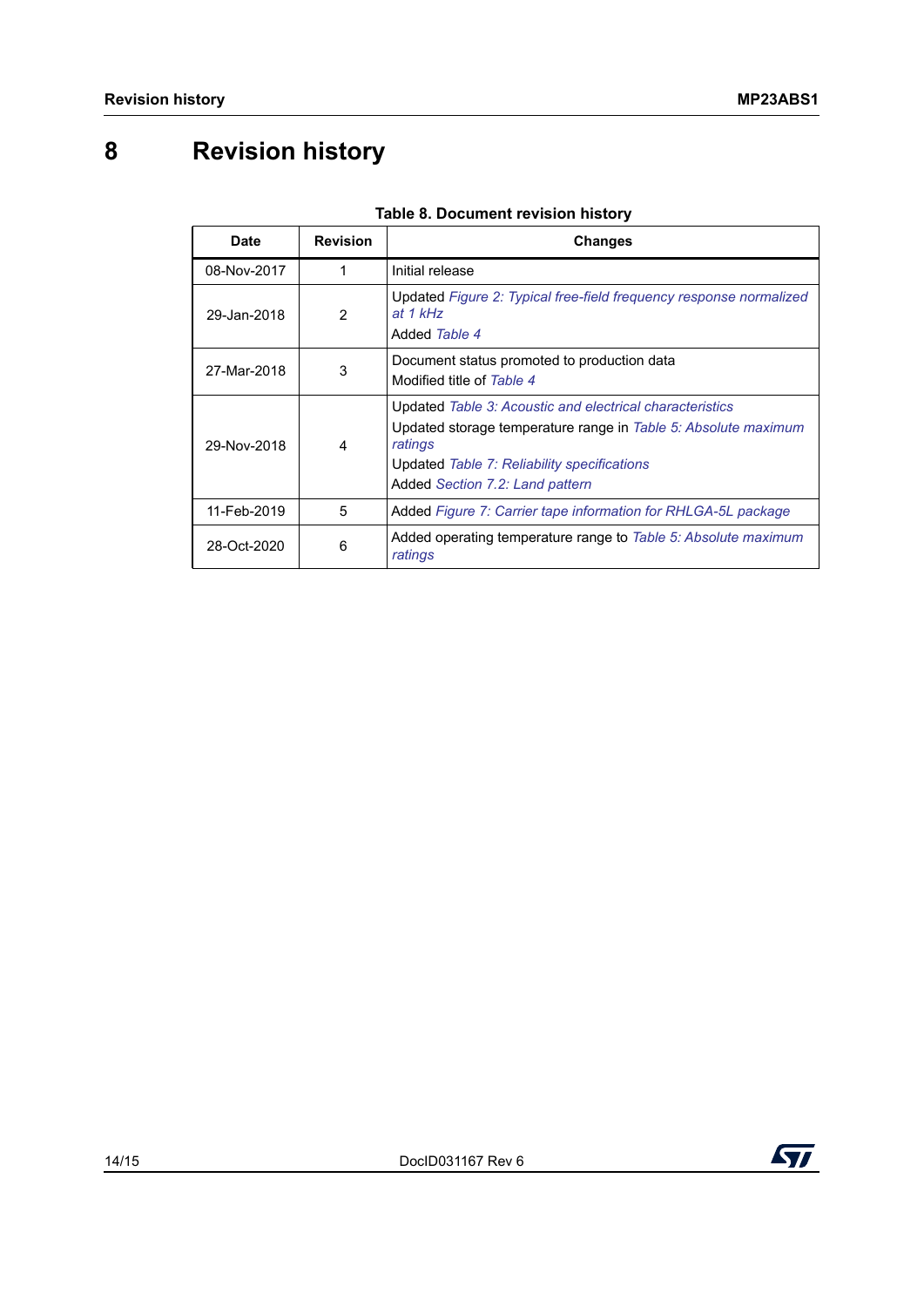# 8 Revision history

**Table 8. Document revision history**

| Date | Revision | Changes |
|---|---|---|
| 08-Nov-2017 | 1 | Initial release |
| 29-Jan-2018 | 2 | Updated *Figure 2: Typical free-field frequency response normalized at 1 kHz*<br>Added *Table 4* |
| 27-Mar-2018 | 3 | Document status promoted to production data<br>Modified title of *Table 4* |
| 29-Nov-2018 | 4 | Updated *Table 3: Acoustic and electrical characteristics*<br>Updated storage temperature range in *Table 5: Absolute maximum ratings*<br>Updated *Table 7: Reliability specifications*<br>Added *Section 7.2: Land pattern* |
| 11-Feb-2019 | 5 | Added *Figure 7: Carrier tape information for RHLGA-5L package* |
| 28-Oct-2020 | 6 | Added operating temperature range to *Table 5: Absolute maximum ratings* |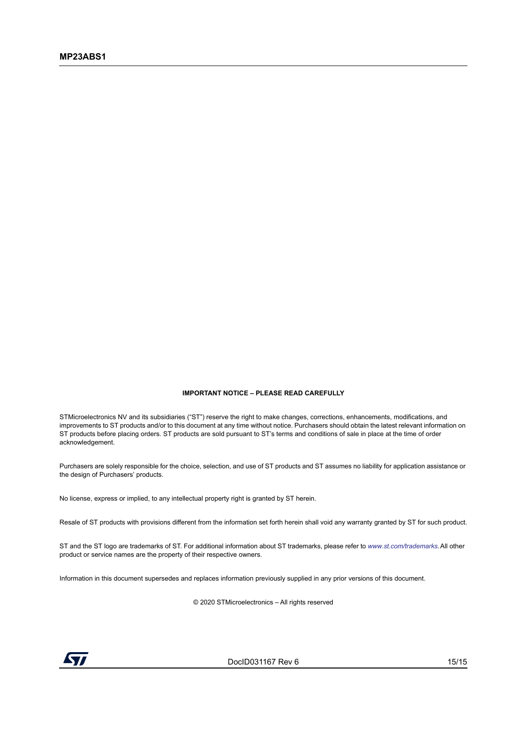**IMPORTANT NOTICE – PLEASE READ CAREFULLY**

STMicroelectronics NV and its subsidiaries ("ST") reserve the right to make changes, corrections, enhancements, modifications, and improvements to ST products and/or to this document at any time without notice. Purchasers should obtain the latest relevant information on ST products before placing orders. ST products are sold pursuant to ST's terms and conditions of sale in place at the time of order acknowledgement.

Purchasers are solely responsible for the choice, selection, and use of ST products and ST assumes no liability for application assistance or the design of Purchasers' products.

No license, express or implied, to any intellectual property right is granted by ST herein.

Resale of ST products with provisions different from the information set forth herein shall void any warranty granted by ST for such product.

ST and the ST logo are trademarks of ST. For additional information about ST trademarks, please refer to *www.st.com/trademarks*. All other product or service names are the property of their respective owners.

Information in this document supersedes and replaces information previously supplied in any prior versions of this document.

© 2020 STMicroelectronics – All rights reserved